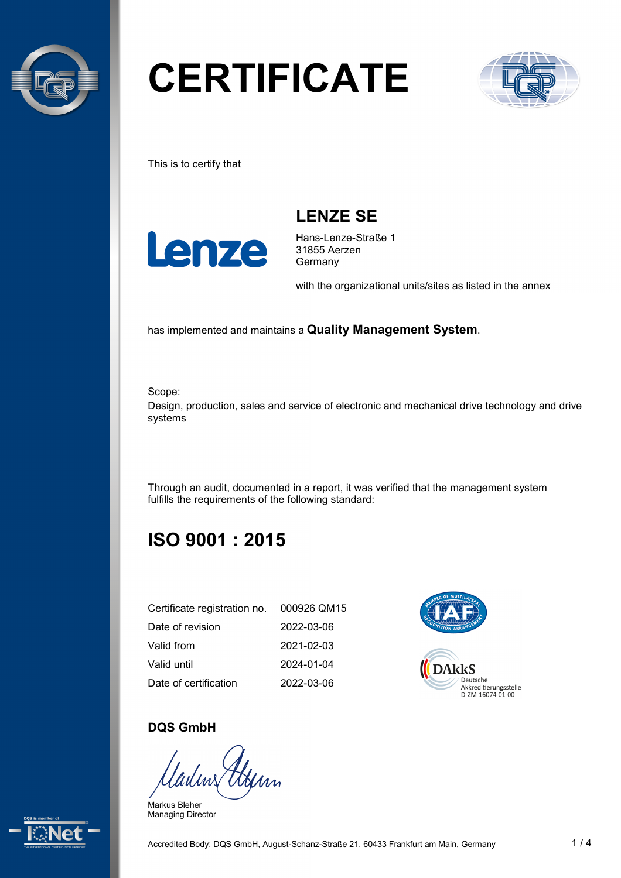# CERTIFICATE

This is to certify that

## LENZE SE

Hans-Lenze-Straße 1
31855 Aerzen
Germany

with the organizational units/sites as listed in the annex

has implemented and maintains a **Quality Management System**.

Scope:
Design, production, sales and service of electronic and mechanical drive technology and drive systems

Through an audit, documented in a report, it was verified that the management system fulfills the requirements of the following standard:

## ISO 9001 : 2015

| | |
|---|---|
| Certificate registration no. | 000926 QM15 |
| Date of revision | 2022-03-06 |
| Valid from | 2021-02-03 |
| Valid until | 2024-01-04 |
| Date of certification | 2022-03-06 |

DAkkS Deutsche Akkreditierungsstelle D-ZM-16074-01-00

**DQS GmbH**

Markus Bleher
Managing Director

Accredited Body: DQS GmbH, August-Schanz-Straße 21, 60433 Frankfurt am Main, Germany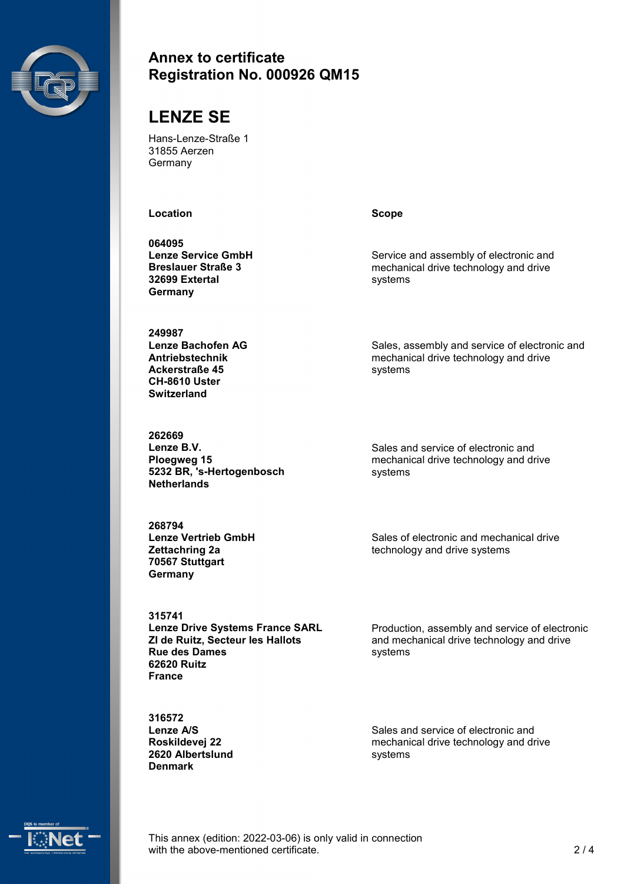## Annex to certificate
## Registration No. 000926 QM15

# LENZE SE

Hans-Lenze-Straße 1
31855 Aerzen
Germany

| Location | Scope |
|---|---|
| **064095**<br>**Lenze Service GmbH**<br>**Breslauer Straße 3**<br>**32699 Extertal**<br>**Germany** | Service and assembly of electronic and mechanical drive technology and drive systems |
| **249987**<br>**Lenze Bachofen AG**<br>**Antriebstechnik**<br>**Ackerstraße 45**<br>**CH-8610 Uster**<br>**Switzerland** | Sales, assembly and service of electronic and mechanical drive technology and drive systems |
| **262669**<br>**Lenze B.V.**<br>**Ploegweg 15**<br>**5232 BR, 's-Hertogenbosch**<br>**Netherlands** | Sales and service of electronic and mechanical drive technology and drive systems |
| **268794**<br>**Lenze Vertrieb GmbH**<br>**Zettachring 2a**<br>**70567 Stuttgart**<br>**Germany** | Sales of electronic and mechanical drive technology and drive systems |
| **315741**<br>**Lenze Drive Systems France SARL**<br>**ZI de Ruitz, Secteur les Hallots**<br>**Rue des Dames**<br>**62620 Ruitz**<br>**France** | Production, assembly and service of electronic and mechanical drive technology and drive systems |
| **316572**<br>**Lenze A/S**<br>**Roskildevej 22**<br>**2620 Albertslund**<br>**Denmark** | Sales and service of electronic and mechanical drive technology and drive systems |

This annex (edition: 2022-03-06) is only valid in connection with the above-mentioned certificate.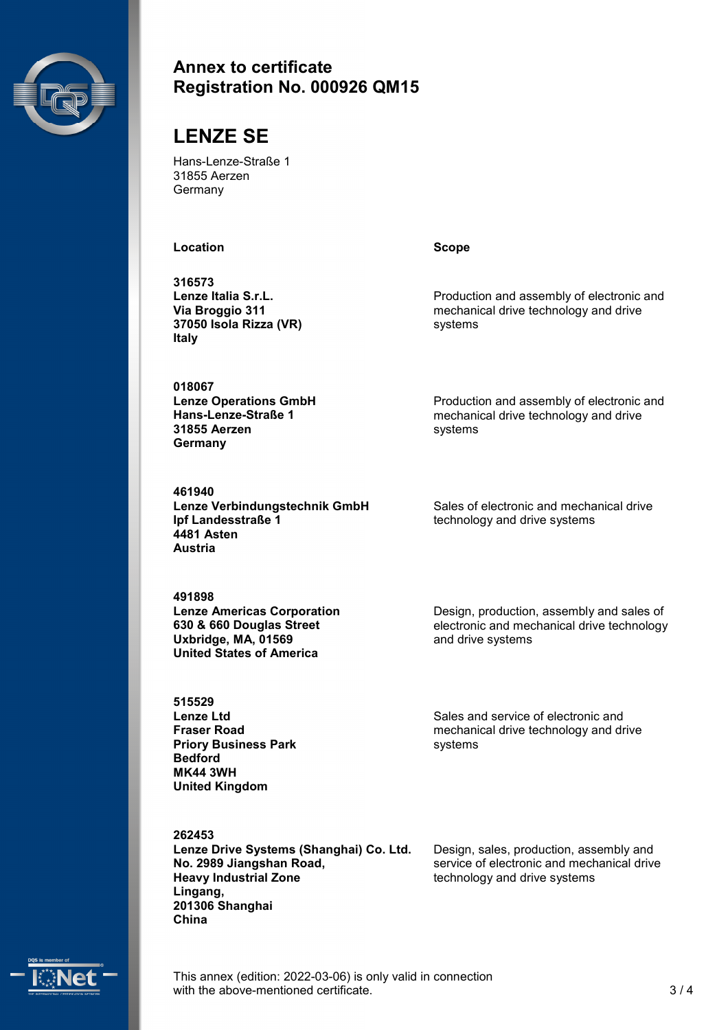# Annex to certificate Registration No. 000926 QM15

## LENZE SE

Hans-Lenze-Straße 1
31855 Aerzen
Germany

| Location | Scope |
| --- | --- |
| **316573**<br>**Lenze Italia S.r.L.**<br>**Via Broggio 311**<br>**37050 Isola Rizza (VR)**<br>**Italy** | Production and assembly of electronic and mechanical drive technology and drive systems |
| **018067**<br>**Lenze Operations GmbH**<br>**Hans-Lenze-Straße 1**<br>**31855 Aerzen**<br>**Germany** | Production and assembly of electronic and mechanical drive technology and drive systems |
| **461940**<br>**Lenze Verbindungstechnik GmbH**<br>**Ipf Landesstraße 1**<br>**4481 Asten**<br>**Austria** | Sales of electronic and mechanical drive technology and drive systems |
| **491898**<br>**Lenze Americas Corporation**<br>**630 & 660 Douglas Street**<br>**Uxbridge, MA, 01569**<br>**United States of America** | Design, production, assembly and sales of electronic and mechanical drive technology and drive systems |
| **515529**<br>**Lenze Ltd**<br>**Fraser Road**<br>**Priory Business Park**<br>**Bedford**<br>**MK44 3WH**<br>**United Kingdom** | Sales and service of electronic and mechanical drive technology and drive systems |
| **262453**<br>**Lenze Drive Systems (Shanghai) Co. Ltd.**<br>**No. 2989 Jiangshan Road,**<br>**Heavy Industrial Zone**<br>**Lingang,**<br>**201306 Shanghai**<br>**China** | Design, sales, production, assembly and service of electronic and mechanical drive technology and drive systems |

This annex (edition: 2022-03-06) is only valid in connection with the above-mentioned certificate.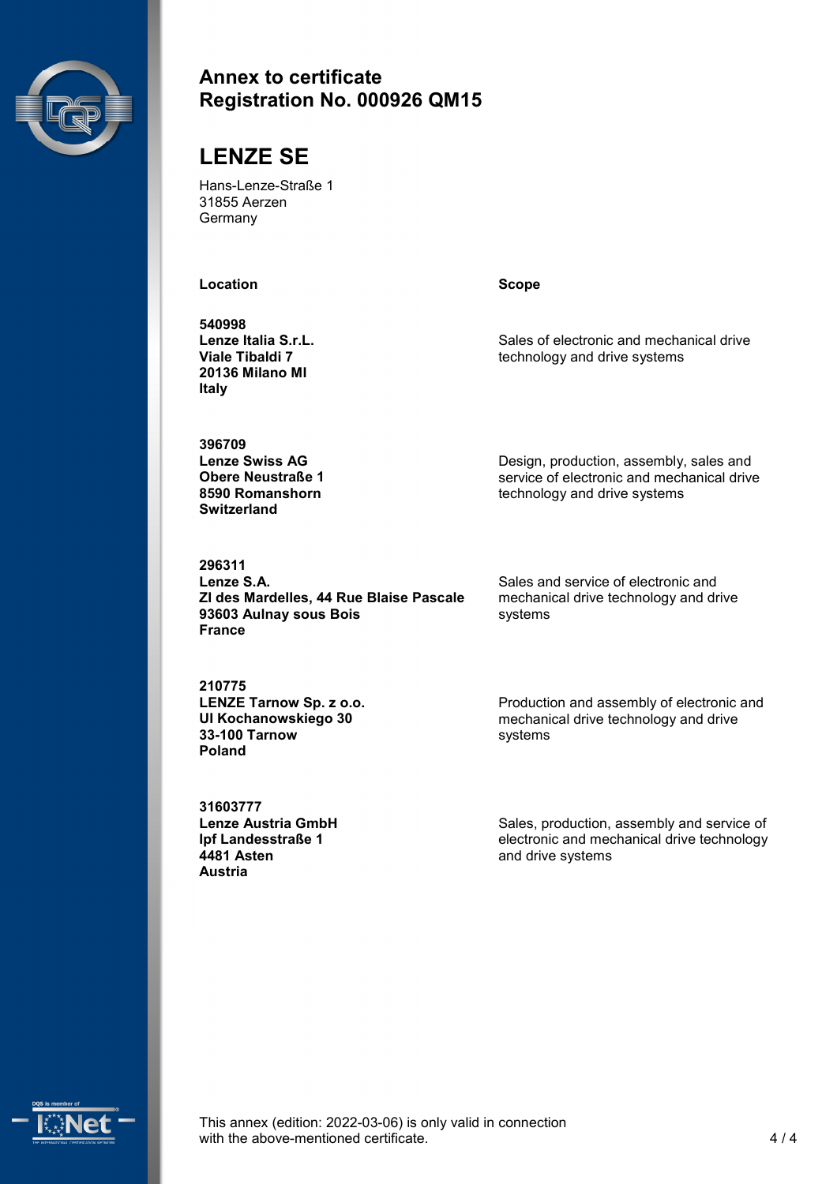# Annex to certificate
# Registration No. 000926 QM15

## LENZE SE

Hans-Lenze-Straße 1
31855 Aerzen
Germany

| Location | Scope |
|---|---|
| **540998**<br>**Lenze Italia S.r.L.**<br>**Viale Tibaldi 7**<br>**20136 Milano MI**<br>**Italy** | Sales of electronic and mechanical drive technology and drive systems |
| **396709**<br>**Lenze Swiss AG**<br>**Obere Neustraße 1**<br>**8590 Romanshorn**<br>**Switzerland** | Design, production, assembly, sales and service of electronic and mechanical drive technology and drive systems |
| **296311**<br>**Lenze S.A.**<br>**ZI des Mardelles, 44 Rue Blaise Pascale**<br>**93603 Aulnay sous Bois**<br>**France** | Sales and service of electronic and mechanical drive technology and drive systems |
| **210775**<br>**LENZE Tarnow Sp. z o.o.**<br>**Ul Kochanowskiego 30**<br>**33-100 Tarnow**<br>**Poland** | Production and assembly of electronic and mechanical drive technology and drive systems |
| **31603777**<br>**Lenze Austria GmbH**<br>**Ipf Landesstraße 1**<br>**4481 Asten**<br>**Austria** | Sales, production, assembly and service of electronic and mechanical drive technology and drive systems |

This annex (edition: 2022-03-06) is only valid in connection with the above-mentioned certificate.